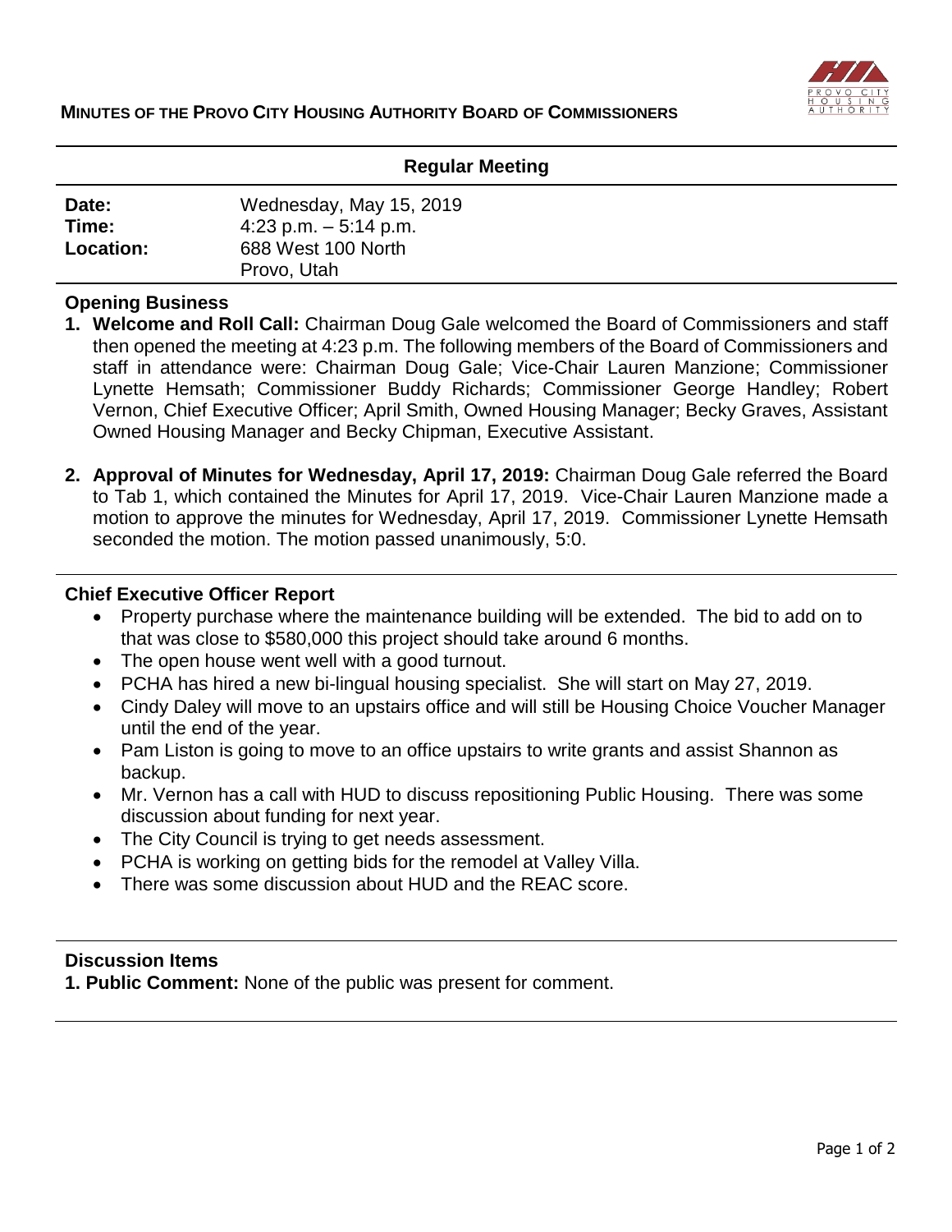# MINUTES OF THE PROVO CITY HOUSING AUTHORITY BOARD OF COMMISSIONERS

## Regular Meeting

| | |
|---|---|
| **Date:** | Wednesday, May 15, 2019 |
| **Time:** | 4:23 p.m. – 5:14 p.m. |
| **Location:** | 688 West 100 North<br>Provo, Utah |

### Opening Business

1. **Welcome and Roll Call:** Chairman Doug Gale welcomed the Board of Commissioners and staff then opened the meeting at 4:23 p.m. The following members of the Board of Commissioners and staff in attendance were: Chairman Doug Gale; Vice-Chair Lauren Manzione; Commissioner Lynette Hemsath; Commissioner Buddy Richards; Commissioner George Handley; Robert Vernon, Chief Executive Officer; April Smith, Owned Housing Manager; Becky Graves, Assistant Owned Housing Manager and Becky Chipman, Executive Assistant.

2. **Approval of Minutes for Wednesday, April 17, 2019:** Chairman Doug Gale referred the Board to Tab 1, which contained the Minutes for April 17, 2019. Vice-Chair Lauren Manzione made a motion to approve the minutes for Wednesday, April 17, 2019. Commissioner Lynette Hemsath seconded the motion. The motion passed unanimously, 5:0.

### Chief Executive Officer Report

- Property purchase where the maintenance building will be extended. The bid to add on to that was close to $580,000 this project should take around 6 months.
- The open house went well with a good turnout.
- PCHA has hired a new bi-lingual housing specialist. She will start on May 27, 2019.
- Cindy Daley will move to an upstairs office and will still be Housing Choice Voucher Manager until the end of the year.
- Pam Liston is going to move to an office upstairs to write grants and assist Shannon as backup.
- Mr. Vernon has a call with HUD to discuss repositioning Public Housing. There was some discussion about funding for next year.
- The City Council is trying to get needs assessment.
- PCHA is working on getting bids for the remodel at Valley Villa.
- There was some discussion about HUD and the REAC score.

### Discussion Items

1. **Public Comment:** None of the public was present for comment.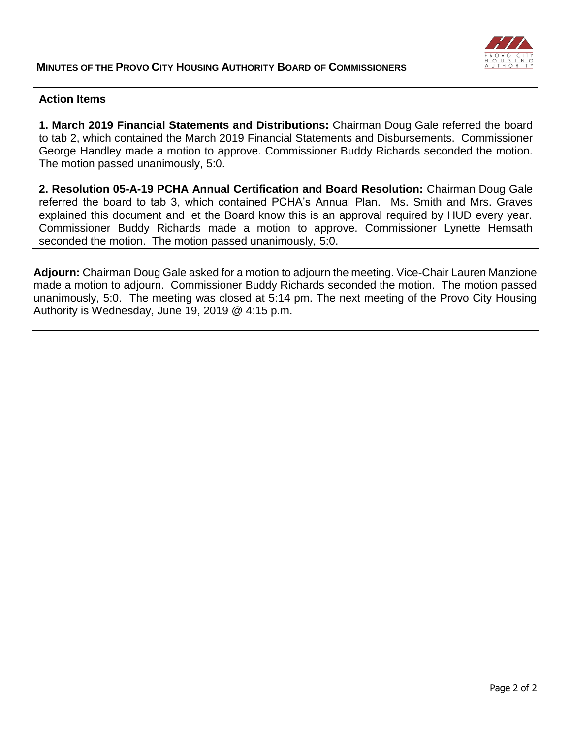## Action Items

**1. March 2019 Financial Statements and Distributions:** Chairman Doug Gale referred the board to tab 2, which contained the March 2019 Financial Statements and Disbursements. Commissioner George Handley made a motion to approve. Commissioner Buddy Richards seconded the motion. The motion passed unanimously, 5:0.

**2. Resolution 05-A-19 PCHA Annual Certification and Board Resolution:** Chairman Doug Gale referred the board to tab 3, which contained PCHA's Annual Plan. Ms. Smith and Mrs. Graves explained this document and let the Board know this is an approval required by HUD every year. Commissioner Buddy Richards made a motion to approve. Commissioner Lynette Hemsath seconded the motion. The motion passed unanimously, 5:0.

**Adjourn:** Chairman Doug Gale asked for a motion to adjourn the meeting. Vice-Chair Lauren Manzione made a motion to adjourn. Commissioner Buddy Richards seconded the motion. The motion passed unanimously, 5:0. The meeting was closed at 5:14 pm. The next meeting of the Provo City Housing Authority is Wednesday, June 19, 2019 @ 4:15 p.m.